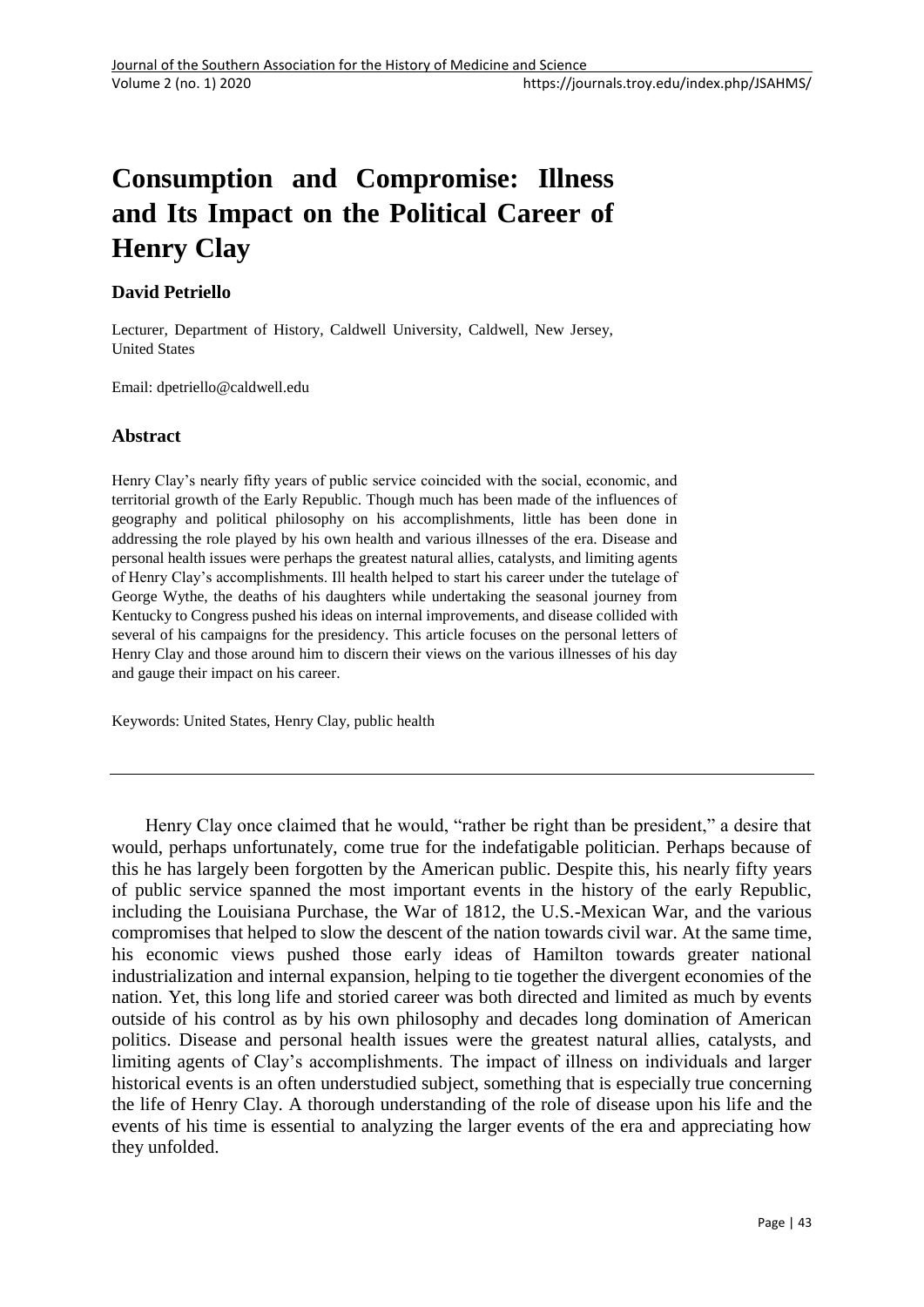# Consumption and Compromise: Illness and Its Impact on the Political Career of Henry Clay

**David Petriello**

Lecturer, Department of History, Caldwell University, Caldwell, New Jersey, United States

Email: dpetriello@caldwell.edu

## Abstract

Henry Clay's nearly fifty years of public service coincided with the social, economic, and territorial growth of the Early Republic. Though much has been made of the influences of geography and political philosophy on his accomplishments, little has been done in addressing the role played by his own health and various illnesses of the era. Disease and personal health issues were perhaps the greatest natural allies, catalysts, and limiting agents of Henry Clay's accomplishments. Ill health helped to start his career under the tutelage of George Wythe, the deaths of his daughters while undertaking the seasonal journey from Kentucky to Congress pushed his ideas on internal improvements, and disease collided with several of his campaigns for the presidency. This article focuses on the personal letters of Henry Clay and those around him to discern their views on the various illnesses of his day and gauge their impact on his career.

Keywords: United States, Henry Clay, public health

---

Henry Clay once claimed that he would, "rather be right than be president," a desire that would, perhaps unfortunately, come true for the indefatigable politician. Perhaps because of this he has largely been forgotten by the American public. Despite this, his nearly fifty years of public service spanned the most important events in the history of the early Republic, including the Louisiana Purchase, the War of 1812, the U.S.-Mexican War, and the various compromises that helped to slow the descent of the nation towards civil war. At the same time, his economic views pushed those early ideas of Hamilton towards greater national industrialization and internal expansion, helping to tie together the divergent economies of the nation. Yet, this long life and storied career was both directed and limited as much by events outside of his control as by his own philosophy and decades long domination of American politics. Disease and personal health issues were the greatest natural allies, catalysts, and limiting agents of Clay's accomplishments. The impact of illness on individuals and larger historical events is an often understudied subject, something that is especially true concerning the life of Henry Clay. A thorough understanding of the role of disease upon his life and the events of his time is essential to analyzing the larger events of the era and appreciating how they unfolded.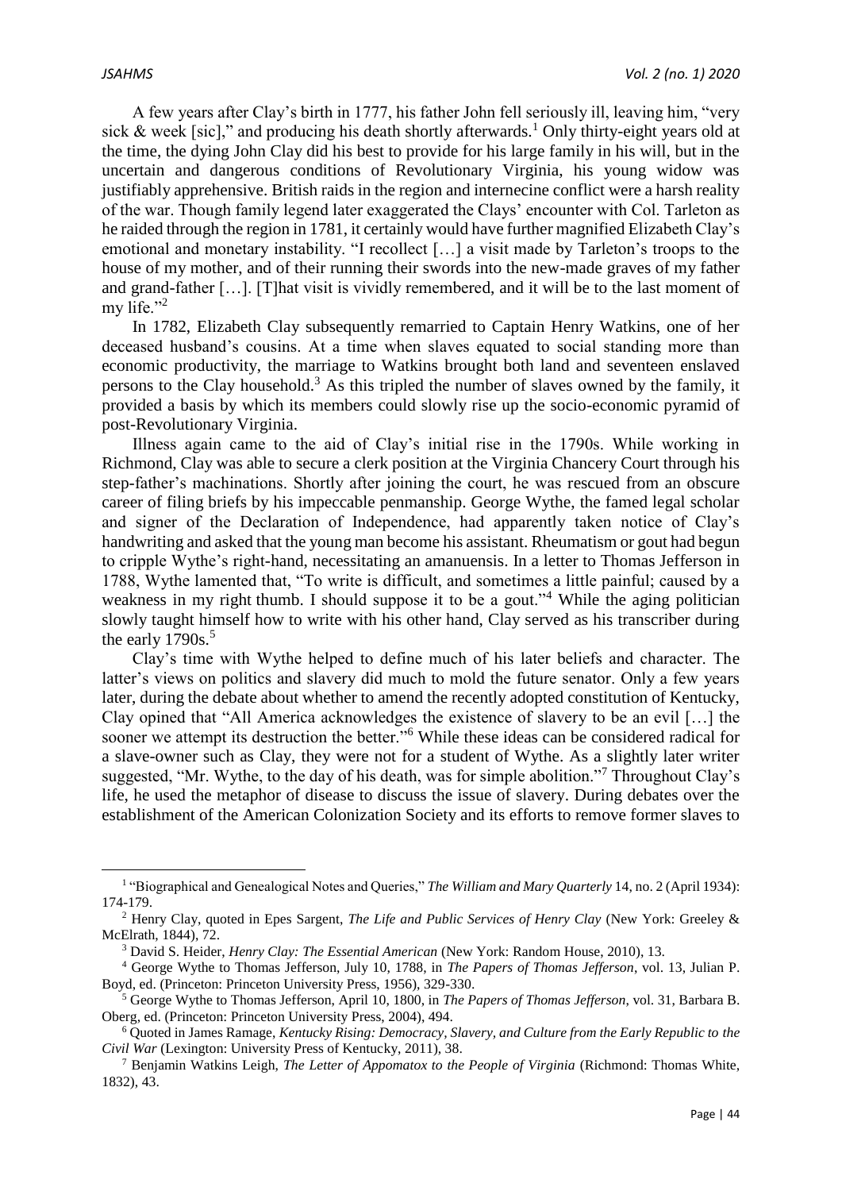A few years after Clay's birth in 1777, his father John fell seriously ill, leaving him, "very sick & week [sic]," and producing his death shortly afterwards.[1] Only thirty-eight years old at the time, the dying John Clay did his best to provide for his large family in his will, but in the uncertain and dangerous conditions of Revolutionary Virginia, his young widow was justifiably apprehensive. British raids in the region and internecine conflict were a harsh reality of the war. Though family legend later exaggerated the Clays' encounter with Col. Tarleton as he raided through the region in 1781, it certainly would have further magnified Elizabeth Clay's emotional and monetary instability. "I recollect […] a visit made by Tarleton's troops to the house of my mother, and of their running their swords into the new-made graves of my father and grand-father […]. [T]hat visit is vividly remembered, and it will be to the last moment of my life."[2]

In 1782, Elizabeth Clay subsequently remarried to Captain Henry Watkins, one of her deceased husband's cousins. At a time when slaves equated to social standing more than economic productivity, the marriage to Watkins brought both land and seventeen enslaved persons to the Clay household.[3] As this tripled the number of slaves owned by the family, it provided a basis by which its members could slowly rise up the socio-economic pyramid of post-Revolutionary Virginia.

Illness again came to the aid of Clay's initial rise in the 1790s. While working in Richmond, Clay was able to secure a clerk position at the Virginia Chancery Court through his step-father's machinations. Shortly after joining the court, he was rescued from an obscure career of filing briefs by his impeccable penmanship. George Wythe, the famed legal scholar and signer of the Declaration of Independence, had apparently taken notice of Clay's handwriting and asked that the young man become his assistant. Rheumatism or gout had begun to cripple Wythe's right-hand, necessitating an amanuensis. In a letter to Thomas Jefferson in 1788, Wythe lamented that, "To write is difficult, and sometimes a little painful; caused by a weakness in my right thumb. I should suppose it to be a gout."[4] While the aging politician slowly taught himself how to write with his other hand, Clay served as his transcriber during the early 1790s.[5]

Clay's time with Wythe helped to define much of his later beliefs and character. The latter's views on politics and slavery did much to mold the future senator. Only a few years later, during the debate about whether to amend the recently adopted constitution of Kentucky, Clay opined that "All America acknowledges the existence of slavery to be an evil […] the sooner we attempt its destruction the better."[6] While these ideas can be considered radical for a slave-owner such as Clay, they were not for a student of Wythe. As a slightly later writer suggested, "Mr. Wythe, to the day of his death, was for simple abolition."[7] Throughout Clay's life, he used the metaphor of disease to discuss the issue of slavery. During debates over the establishment of the American Colonization Society and its efforts to remove former slaves to

---

[1] "Biographical and Genealogical Notes and Queries," *The William and Mary Quarterly* 14, no. 2 (April 1934): 174-179.

[2] Henry Clay, quoted in Epes Sargent, *The Life and Public Services of Henry Clay* (New York: Greeley & McElrath, 1844), 72.

[3] David S. Heider, *Henry Clay: The Essential American* (New York: Random House, 2010), 13.

[4] George Wythe to Thomas Jefferson, July 10, 1788, in *The Papers of Thomas Jefferson*, vol. 13, Julian P. Boyd, ed. (Princeton: Princeton University Press, 1956), 329-330.

[5] George Wythe to Thomas Jefferson, April 10, 1800, in *The Papers of Thomas Jefferson*, vol. 31, Barbara B. Oberg, ed. (Princeton: Princeton University Press, 2004), 494.

[6] Quoted in James Ramage, *Kentucky Rising: Democracy, Slavery, and Culture from the Early Republic to the Civil War* (Lexington: University Press of Kentucky, 2011), 38.

[7] Benjamin Watkins Leigh, *The Letter of Appomatox to the People of Virginia* (Richmond: Thomas White, 1832), 43.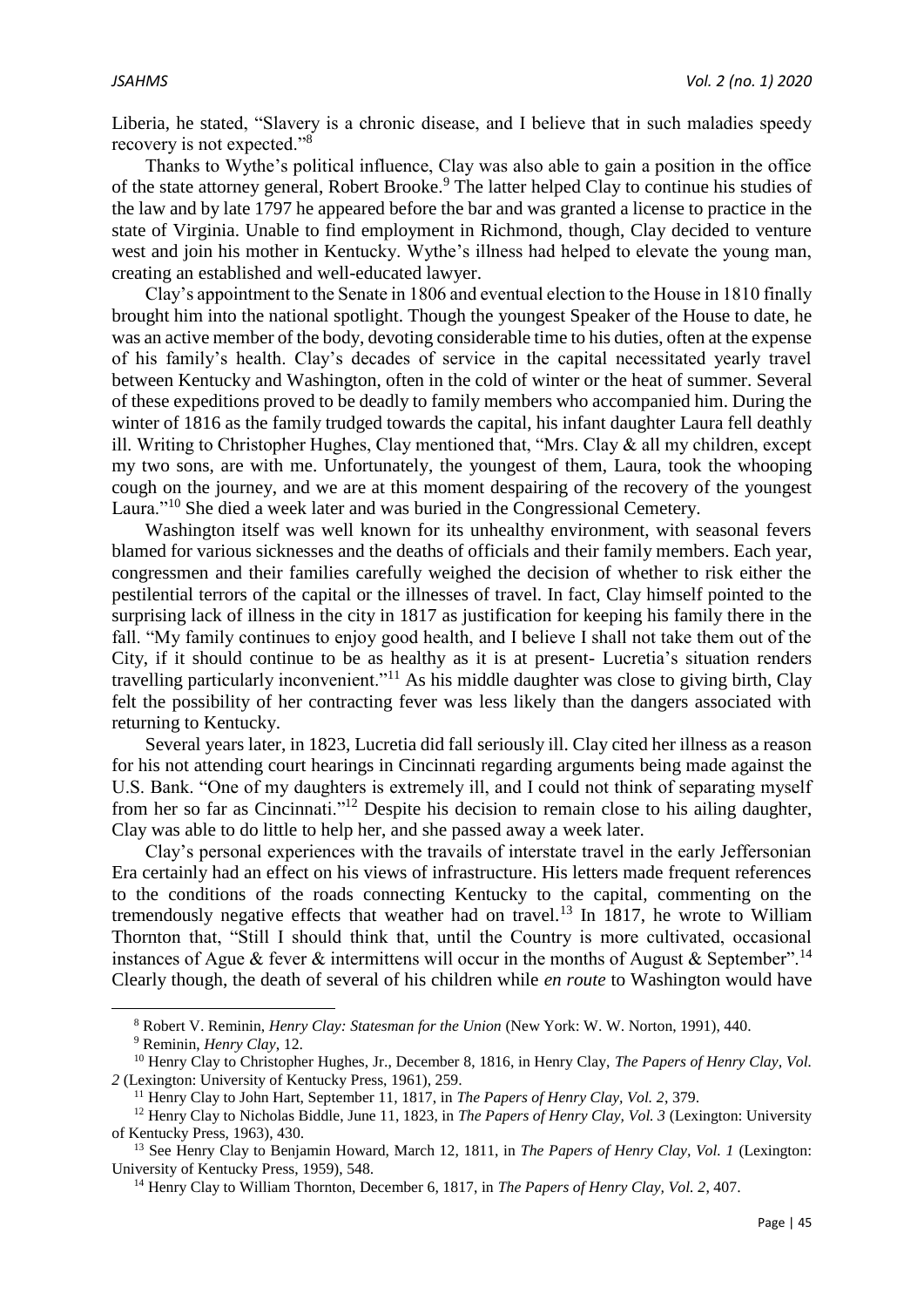Liberia, he stated, "Slavery is a chronic disease, and I believe that in such maladies speedy recovery is not expected."[8]

Thanks to Wythe's political influence, Clay was also able to gain a position in the office of the state attorney general, Robert Brooke.[9] The latter helped Clay to continue his studies of the law and by late 1797 he appeared before the bar and was granted a license to practice in the state of Virginia. Unable to find employment in Richmond, though, Clay decided to venture west and join his mother in Kentucky. Wythe's illness had helped to elevate the young man, creating an established and well-educated lawyer.

Clay's appointment to the Senate in 1806 and eventual election to the House in 1810 finally brought him into the national spotlight. Though the youngest Speaker of the House to date, he was an active member of the body, devoting considerable time to his duties, often at the expense of his family's health. Clay's decades of service in the capital necessitated yearly travel between Kentucky and Washington, often in the cold of winter or the heat of summer. Several of these expeditions proved to be deadly to family members who accompanied him. During the winter of 1816 as the family trudged towards the capital, his infant daughter Laura fell deathly ill. Writing to Christopher Hughes, Clay mentioned that, "Mrs. Clay & all my children, except my two sons, are with me. Unfortunately, the youngest of them, Laura, took the whooping cough on the journey, and we are at this moment despairing of the recovery of the youngest Laura."[10] She died a week later and was buried in the Congressional Cemetery.

Washington itself was well known for its unhealthy environment, with seasonal fevers blamed for various sicknesses and the deaths of officials and their family members. Each year, congressmen and their families carefully weighed the decision of whether to risk either the pestilential terrors of the capital or the illnesses of travel. In fact, Clay himself pointed to the surprising lack of illness in the city in 1817 as justification for keeping his family there in the fall. "My family continues to enjoy good health, and I believe I shall not take them out of the City, if it should continue to be as healthy as it is at present- Lucretia's situation renders travelling particularly inconvenient."[11] As his middle daughter was close to giving birth, Clay felt the possibility of her contracting fever was less likely than the dangers associated with returning to Kentucky.

Several years later, in 1823, Lucretia did fall seriously ill. Clay cited her illness as a reason for his not attending court hearings in Cincinnati regarding arguments being made against the U.S. Bank. "One of my daughters is extremely ill, and I could not think of separating myself from her so far as Cincinnati."[12] Despite his decision to remain close to his ailing daughter, Clay was able to do little to help her, and she passed away a week later.

Clay's personal experiences with the travails of interstate travel in the early Jeffersonian Era certainly had an effect on his views of infrastructure. His letters made frequent references to the conditions of the roads connecting Kentucky to the capital, commenting on the tremendously negative effects that weather had on travel.[13] In 1817, he wrote to William Thornton that, "Still I should think that, until the Country is more cultivated, occasional instances of Ague & fever & intermittens will occur in the months of August & September".[14] Clearly though, the death of several of his children while *en route* to Washington would have

---

[8] Robert V. Reminin, *Henry Clay: Statesman for the Union* (New York: W. W. Norton, 1991), 440.

[9] Reminin, *Henry Clay*, 12.

[10] Henry Clay to Christopher Hughes, Jr., December 8, 1816, in Henry Clay, *The Papers of Henry Clay, Vol. 2* (Lexington: University of Kentucky Press, 1961), 259.

[11] Henry Clay to John Hart, September 11, 1817, in *The Papers of Henry Clay, Vol. 2*, 379.

[12] Henry Clay to Nicholas Biddle, June 11, 1823, in *The Papers of Henry Clay, Vol. 3* (Lexington: University of Kentucky Press, 1963), 430.

[13] See Henry Clay to Benjamin Howard, March 12, 1811, in *The Papers of Henry Clay, Vol. 1* (Lexington: University of Kentucky Press, 1959), 548.

[14] Henry Clay to William Thornton, December 6, 1817, in *The Papers of Henry Clay, Vol. 2*, 407.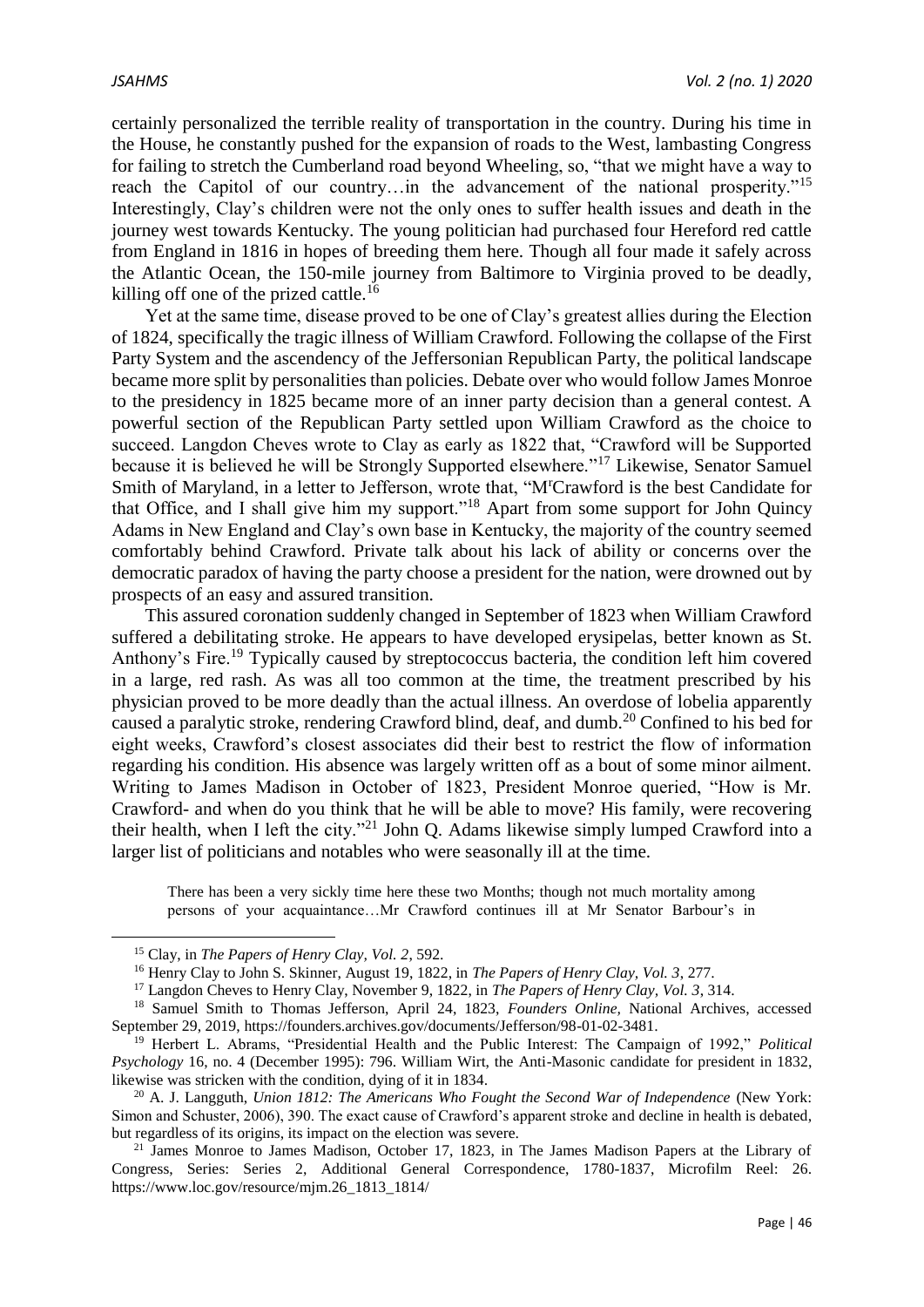certainly personalized the terrible reality of transportation in the country. During his time in the House, he constantly pushed for the expansion of roads to the West, lambasting Congress for failing to stretch the Cumberland road beyond Wheeling, so, "that we might have a way to reach the Capitol of our country…in the advancement of the national prosperity."[15] Interestingly, Clay's children were not the only ones to suffer health issues and death in the journey west towards Kentucky. The young politician had purchased four Hereford red cattle from England in 1816 in hopes of breeding them here. Though all four made it safely across the Atlantic Ocean, the 150-mile journey from Baltimore to Virginia proved to be deadly, killing off one of the prized cattle.[16]

Yet at the same time, disease proved to be one of Clay's greatest allies during the Election of 1824, specifically the tragic illness of William Crawford. Following the collapse of the First Party System and the ascendency of the Jeffersonian Republican Party, the political landscape became more split by personalities than policies. Debate over who would follow James Monroe to the presidency in 1825 became more of an inner party decision than a general contest. A powerful section of the Republican Party settled upon William Crawford as the choice to succeed. Langdon Cheves wrote to Clay as early as 1822 that, "Crawford will be Supported because it is believed he will be Strongly Supported elsewhere."[17] Likewise, Senator Samuel Smith of Maryland, in a letter to Jefferson, wrote that, "M^r^Crawford is the best Candidate for that Office, and I shall give him my support."[18] Apart from some support for John Quincy Adams in New England and Clay's own base in Kentucky, the majority of the country seemed comfortably behind Crawford. Private talk about his lack of ability or concerns over the democratic paradox of having the party choose a president for the nation, were drowned out by prospects of an easy and assured transition.

This assured coronation suddenly changed in September of 1823 when William Crawford suffered a debilitating stroke. He appears to have developed erysipelas, better known as St. Anthony's Fire.[19] Typically caused by streptococcus bacteria, the condition left him covered in a large, red rash. As was all too common at the time, the treatment prescribed by his physician proved to be more deadly than the actual illness. An overdose of lobelia apparently caused a paralytic stroke, rendering Crawford blind, deaf, and dumb.[20] Confined to his bed for eight weeks, Crawford's closest associates did their best to restrict the flow of information regarding his condition. His absence was largely written off as a bout of some minor ailment. Writing to James Madison in October of 1823, President Monroe queried, "How is Mr. Crawford- and when do you think that he will be able to move? His family, were recovering their health, when I left the city."[21] John Q. Adams likewise simply lumped Crawford into a larger list of politicians and notables who were seasonally ill at the time.

> There has been a very sickly time here these two Months; though not much mortality among persons of your acquaintance…Mr Crawford continues ill at Mr Senator Barbour's in

---

[15] Clay, in *The Papers of Henry Clay, Vol. 2*, 592.

[16] Henry Clay to John S. Skinner, August 19, 1822, in *The Papers of Henry Clay, Vol. 3*, 277.

[17] Langdon Cheves to Henry Clay, November 9, 1822, in *The Papers of Henry Clay, Vol. 3*, 314.

[18] Samuel Smith to Thomas Jefferson, April 24, 1823, *Founders Online*, National Archives, accessed September 29, 2019, https://founders.archives.gov/documents/Jefferson/98-01-02-3481.

[19] Herbert L. Abrams, "Presidential Health and the Public Interest: The Campaign of 1992," *Political Psychology* 16, no. 4 (December 1995): 796. William Wirt, the Anti-Masonic candidate for president in 1832, likewise was stricken with the condition, dying of it in 1834.

[20] A. J. Langguth, *Union 1812: The Americans Who Fought the Second War of Independence* (New York: Simon and Schuster, 2006), 390. The exact cause of Crawford's apparent stroke and decline in health is debated, but regardless of its origins, its impact on the election was severe.

[21] James Monroe to James Madison, October 17, 1823, in The James Madison Papers at the Library of Congress, Series: Series 2, Additional General Correspondence, 1780-1837, Microfilm Reel: 26. https://www.loc.gov/resource/mjm.26_1813_1814/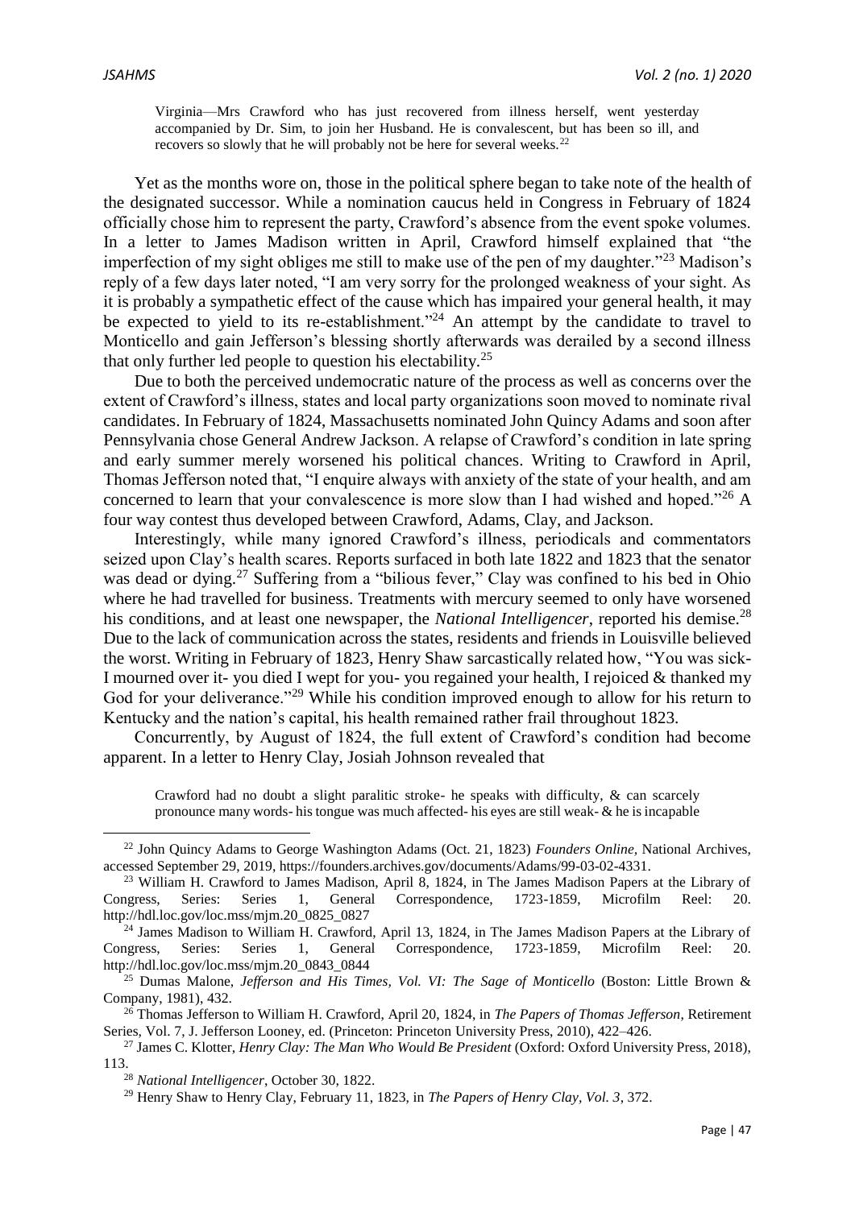> Virginia—Mrs Crawford who has just recovered from illness herself, went yesterday accompanied by Dr. Sim, to join her Husband. He is convalescent, but has been so ill, and recovers so slowly that he will probably not be here for several weeks.[22]

Yet as the months wore on, those in the political sphere began to take note of the health of the designated successor. While a nomination caucus held in Congress in February of 1824 officially chose him to represent the party, Crawford's absence from the event spoke volumes. In a letter to James Madison written in April, Crawford himself explained that "the imperfection of my sight obliges me still to make use of the pen of my daughter."[23] Madison's reply of a few days later noted, "I am very sorry for the prolonged weakness of your sight. As it is probably a sympathetic effect of the cause which has impaired your general health, it may be expected to yield to its re-establishment."[24] An attempt by the candidate to travel to Monticello and gain Jefferson's blessing shortly afterwards was derailed by a second illness that only further led people to question his electability.[25]

Due to both the perceived undemocratic nature of the process as well as concerns over the extent of Crawford's illness, states and local party organizations soon moved to nominate rival candidates. In February of 1824, Massachusetts nominated John Quincy Adams and soon after Pennsylvania chose General Andrew Jackson. A relapse of Crawford's condition in late spring and early summer merely worsened his political chances. Writing to Crawford in April, Thomas Jefferson noted that, "I enquire always with anxiety of the state of your health, and am concerned to learn that your convalescence is more slow than I had wished and hoped."[26] A four way contest thus developed between Crawford, Adams, Clay, and Jackson.

Interestingly, while many ignored Crawford's illness, periodicals and commentators seized upon Clay's health scares. Reports surfaced in both late 1822 and 1823 that the senator was dead or dying.[27] Suffering from a "bilious fever," Clay was confined to his bed in Ohio where he had travelled for business. Treatments with mercury seemed to only have worsened his conditions, and at least one newspaper, the *National Intelligencer*, reported his demise.[28] Due to the lack of communication across the states, residents and friends in Louisville believed the worst. Writing in February of 1823, Henry Shaw sarcastically related how, "You was sick- I mourned over it- you died I wept for you- you regained your health, I rejoiced & thanked my God for your deliverance."[29] While his condition improved enough to allow for his return to Kentucky and the nation's capital, his health remained rather frail throughout 1823.

Concurrently, by August of 1824, the full extent of Crawford's condition had become apparent. In a letter to Henry Clay, Josiah Johnson revealed that

> Crawford had no doubt a slight paralitic stroke- he speaks with difficulty, & can scarcely pronounce many words- his tongue was much affected- his eyes are still weak- & he is incapable

---

[22] John Quincy Adams to George Washington Adams (Oct. 21, 1823) *Founders Online,* National Archives, accessed September 29, 2019, https://founders.archives.gov/documents/Adams/99-03-02-4331.

[23] William H. Crawford to James Madison, April 8, 1824, in The James Madison Papers at the Library of Congress, Series: Series 1, General Correspondence, 1723-1859, Microfilm Reel: 20. http://hdl.loc.gov/loc.mss/mjm.20_0825_0827

[24] James Madison to William H. Crawford, April 13, 1824, in The James Madison Papers at the Library of Congress, Series: Series 1, General Correspondence, 1723-1859, Microfilm Reel: 20. http://hdl.loc.gov/loc.mss/mjm.20_0843_0844

[25] Dumas Malone, *Jefferson and His Times, Vol. VI: The Sage of Monticello* (Boston: Little Brown & Company, 1981), 432.

[26] Thomas Jefferson to William H. Crawford, April 20, 1824, in *The Papers of Thomas Jefferson*, Retirement Series, Vol. 7, J. Jefferson Looney, ed. (Princeton: Princeton University Press, 2010), 422–426.

[27] James C. Klotter, *Henry Clay: The Man Who Would Be President* (Oxford: Oxford University Press, 2018), 113.

[28] *National Intelligencer*, October 30, 1822.

[29] Henry Shaw to Henry Clay, February 11, 1823, in *The Papers of Henry Clay, Vol. 3*, 372.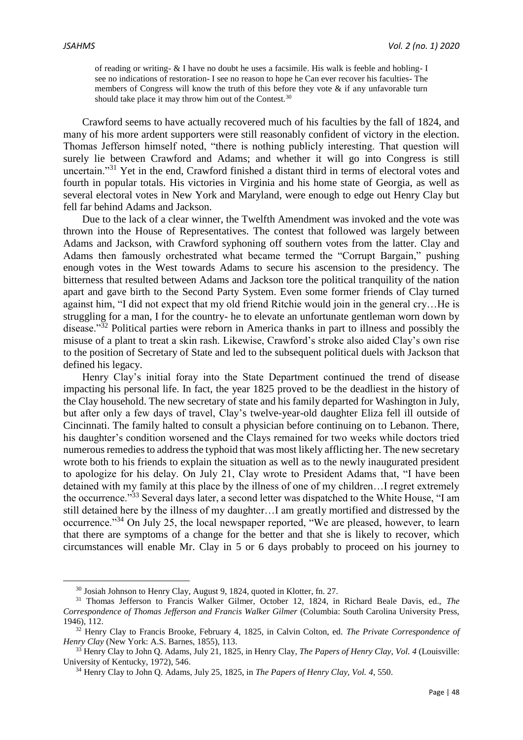> of reading or writing- & I have no doubt he uses a facsimile. His walk is feeble and hobling- I see no indications of restoration- I see no reason to hope he Can ever recover his faculties- The members of Congress will know the truth of this before they vote & if any unfavorable turn should take place it may throw him out of the Contest.[30]

Crawford seems to have actually recovered much of his faculties by the fall of 1824, and many of his more ardent supporters were still reasonably confident of victory in the election. Thomas Jefferson himself noted, "there is nothing publicly interesting. That question will surely lie between Crawford and Adams; and whether it will go into Congress is still uncertain."[31] Yet in the end, Crawford finished a distant third in terms of electoral votes and fourth in popular totals. His victories in Virginia and his home state of Georgia, as well as several electoral votes in New York and Maryland, were enough to edge out Henry Clay but fell far behind Adams and Jackson.

Due to the lack of a clear winner, the Twelfth Amendment was invoked and the vote was thrown into the House of Representatives. The contest that followed was largely between Adams and Jackson, with Crawford syphoning off southern votes from the latter. Clay and Adams then famously orchestrated what became termed the "Corrupt Bargain," pushing enough votes in the West towards Adams to secure his ascension to the presidency. The bitterness that resulted between Adams and Jackson tore the political tranquility of the nation apart and gave birth to the Second Party System. Even some former friends of Clay turned against him, "I did not expect that my old friend Ritchie would join in the general cry…He is struggling for a man, I for the country- he to elevate an unfortunate gentleman worn down by disease."[32] Political parties were reborn in America thanks in part to illness and possibly the misuse of a plant to treat a skin rash. Likewise, Crawford's stroke also aided Clay's own rise to the position of Secretary of State and led to the subsequent political duels with Jackson that defined his legacy.

Henry Clay's initial foray into the State Department continued the trend of disease impacting his personal life. In fact, the year 1825 proved to be the deadliest in the history of the Clay household. The new secretary of state and his family departed for Washington in July, but after only a few days of travel, Clay's twelve-year-old daughter Eliza fell ill outside of Cincinnati. The family halted to consult a physician before continuing on to Lebanon. There, his daughter's condition worsened and the Clays remained for two weeks while doctors tried numerous remedies to address the typhoid that was most likely afflicting her. The new secretary wrote both to his friends to explain the situation as well as to the newly inaugurated president to apologize for his delay. On July 21, Clay wrote to President Adams that, "I have been detained with my family at this place by the illness of one of my children…I regret extremely the occurrence."[33] Several days later, a second letter was dispatched to the White House, "I am still detained here by the illness of my daughter…I am greatly mortified and distressed by the occurrence."[34] On July 25, the local newspaper reported, "We are pleased, however, to learn that there are symptoms of a change for the better and that she is likely to recover, which circumstances will enable Mr. Clay in 5 or 6 days probably to proceed on his journey to

---

[30] Josiah Johnson to Henry Clay, August 9, 1824, quoted in Klotter, fn. 27.

[31] Thomas Jefferson to Francis Walker Gilmer, October 12, 1824, in Richard Beale Davis, ed., *The Correspondence of Thomas Jefferson and Francis Walker Gilmer* (Columbia: South Carolina University Press, 1946), 112.

[32] Henry Clay to Francis Brooke, February 4, 1825, in Calvin Colton, ed. *The Private Correspondence of Henry Clay* (New York: A.S. Barnes, 1855), 113.

[33] Henry Clay to John Q. Adams, July 21, 1825, in Henry Clay, *The Papers of Henry Clay, Vol. 4* (Louisville: University of Kentucky, 1972), 546.

[34] Henry Clay to John Q. Adams, July 25, 1825, in *The Papers of Henry Clay, Vol. 4*, 550.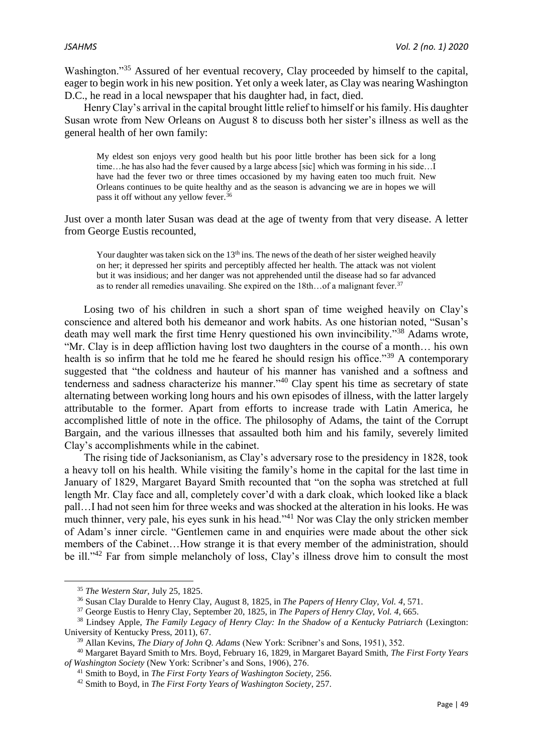Washington."[35] Assured of her eventual recovery, Clay proceeded by himself to the capital, eager to begin work in his new position. Yet only a week later, as Clay was nearing Washington D.C., he read in a local newspaper that his daughter had, in fact, died.

Henry Clay's arrival in the capital brought little relief to himself or his family. His daughter Susan wrote from New Orleans on August 8 to discuss both her sister's illness as well as the general health of her own family:

> My eldest son enjoys very good health but his poor little brother has been sick for a long time…he has also had the fever caused by a large abcess [sic] which was forming in his side…I have had the fever two or three times occasioned by my having eaten too much fruit. New Orleans continues to be quite healthy and as the season is advancing we are in hopes we will pass it off without any yellow fever.[36]

Just over a month later Susan was dead at the age of twenty from that very disease. A letter from George Eustis recounted,

> Your daughter was taken sick on the 13th ins. The news of the death of her sister weighed heavily on her; it depressed her spirits and perceptibly affected her health. The attack was not violent but it was insidious; and her danger was not apprehended until the disease had so far advanced as to render all remedies unavailing. She expired on the 18th…of a malignant fever.[37]

Losing two of his children in such a short span of time weighed heavily on Clay's conscience and altered both his demeanor and work habits. As one historian noted, "Susan's death may well mark the first time Henry questioned his own invincibility."[38] Adams wrote, "Mr. Clay is in deep affliction having lost two daughters in the course of a month… his own health is so infirm that he told me he feared he should resign his office."[39] A contemporary suggested that "the coldness and hauteur of his manner has vanished and a softness and tenderness and sadness characterize his manner."[40] Clay spent his time as secretary of state alternating between working long hours and his own episodes of illness, with the latter largely attributable to the former. Apart from efforts to increase trade with Latin America, he accomplished little of note in the office. The philosophy of Adams, the taint of the Corrupt Bargain, and the various illnesses that assaulted both him and his family, severely limited Clay's accomplishments while in the cabinet.

The rising tide of Jacksonianism, as Clay's adversary rose to the presidency in 1828, took a heavy toll on his health. While visiting the family's home in the capital for the last time in January of 1829, Margaret Bayard Smith recounted that "on the sopha was stretched at full length Mr. Clay face and all, completely cover'd with a dark cloak, which looked like a black pall…I had not seen him for three weeks and was shocked at the alteration in his looks. He was much thinner, very pale, his eyes sunk in his head."[41] Nor was Clay the only stricken member of Adam's inner circle. "Gentlemen came in and enquiries were made about the other sick members of the Cabinet…How strange it is that every member of the administration, should be ill."[42] Far from simple melancholy of loss, Clay's illness drove him to consult the most

---

[35] *The Western Star,* July 25, 1825.

[36] Susan Clay Duralde to Henry Clay, August 8, 1825, in *The Papers of Henry Clay, Vol. 4*, 571.

[37] George Eustis to Henry Clay, September 20, 1825, in *The Papers of Henry Clay, Vol. 4*, 665.

[38] Lindsey Apple, *The Family Legacy of Henry Clay: In the Shadow of a Kentucky Patriarch* (Lexington: University of Kentucky Press, 2011), 67.

[39] Allan Kevins, *The Diary of John Q. Adams* (New York: Scribner's and Sons, 1951), 352.

[40] Margaret Bayard Smith to Mrs. Boyd, February 16, 1829, in Margaret Bayard Smith, *The First Forty Years of Washington Society* (New York: Scribner's and Sons, 1906), 276.

[41] Smith to Boyd, in *The First Forty Years of Washington Society,* 256.

[42] Smith to Boyd, in *The First Forty Years of Washington Society*, 257.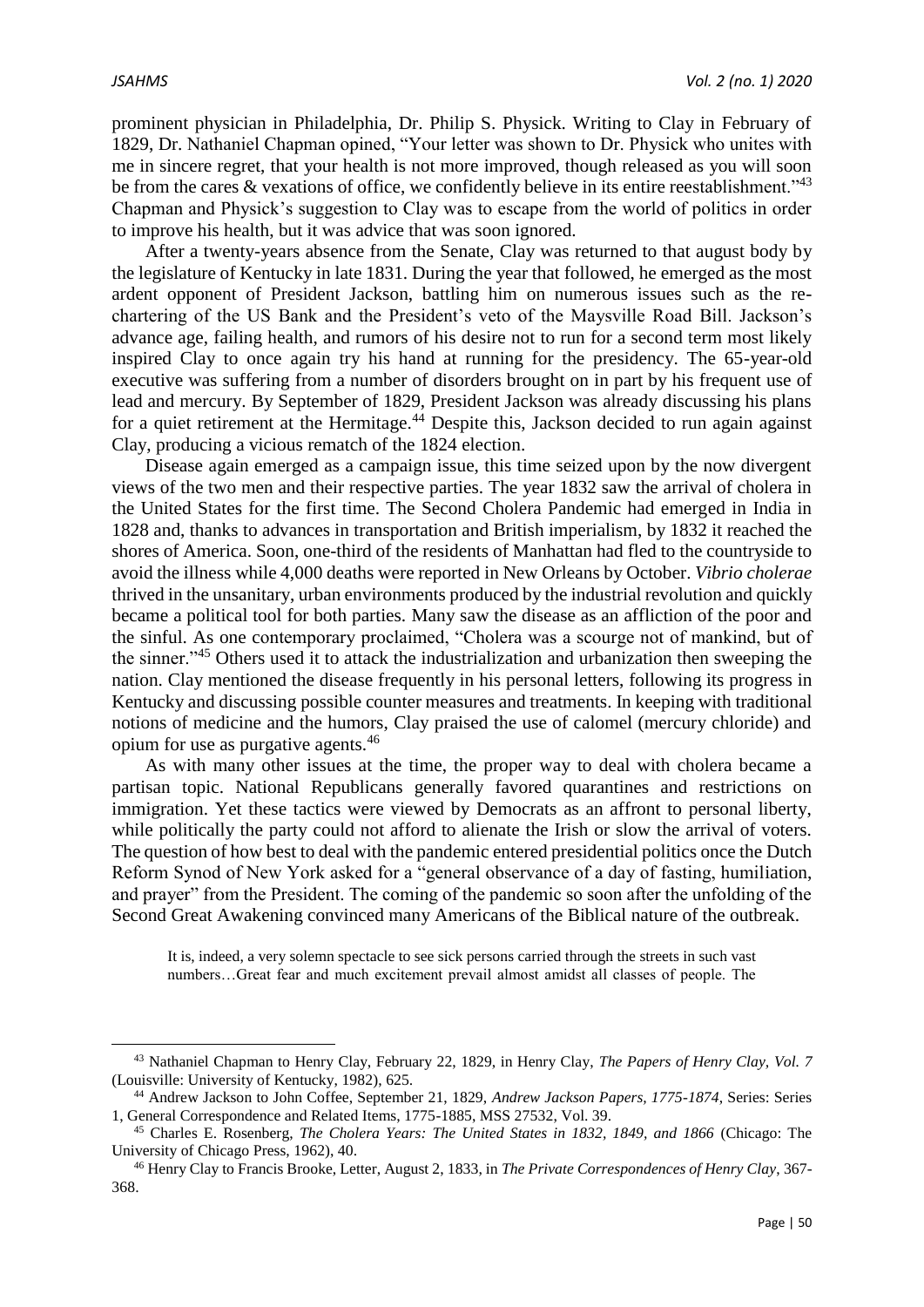prominent physician in Philadelphia, Dr. Philip S. Physick. Writing to Clay in February of 1829, Dr. Nathaniel Chapman opined, "Your letter was shown to Dr. Physick who unites with me in sincere regret, that your health is not more improved, though released as you will soon be from the cares & vexations of office, we confidently believe in its entire reestablishment."[43] Chapman and Physick's suggestion to Clay was to escape from the world of politics in order to improve his health, but it was advice that was soon ignored.

After a twenty-years absence from the Senate, Clay was returned to that august body by the legislature of Kentucky in late 1831. During the year that followed, he emerged as the most ardent opponent of President Jackson, battling him on numerous issues such as the re-chartering of the US Bank and the President's veto of the Maysville Road Bill. Jackson's advance age, failing health, and rumors of his desire not to run for a second term most likely inspired Clay to once again try his hand at running for the presidency. The 65-year-old executive was suffering from a number of disorders brought on in part by his frequent use of lead and mercury. By September of 1829, President Jackson was already discussing his plans for a quiet retirement at the Hermitage.[44] Despite this, Jackson decided to run again against Clay, producing a vicious rematch of the 1824 election.

Disease again emerged as a campaign issue, this time seized upon by the now divergent views of the two men and their respective parties. The year 1832 saw the arrival of cholera in the United States for the first time. The Second Cholera Pandemic had emerged in India in 1828 and, thanks to advances in transportation and British imperialism, by 1832 it reached the shores of America. Soon, one-third of the residents of Manhattan had fled to the countryside to avoid the illness while 4,000 deaths were reported in New Orleans by October. *Vibrio cholerae* thrived in the unsanitary, urban environments produced by the industrial revolution and quickly became a political tool for both parties. Many saw the disease as an affliction of the poor and the sinful. As one contemporary proclaimed, "Cholera was a scourge not of mankind, but of the sinner."[45] Others used it to attack the industrialization and urbanization then sweeping the nation. Clay mentioned the disease frequently in his personal letters, following its progress in Kentucky and discussing possible counter measures and treatments. In keeping with traditional notions of medicine and the humors, Clay praised the use of calomel (mercury chloride) and opium for use as purgative agents.[46]

As with many other issues at the time, the proper way to deal with cholera became a partisan topic. National Republicans generally favored quarantines and restrictions on immigration. Yet these tactics were viewed by Democrats as an affront to personal liberty, while politically the party could not afford to alienate the Irish or slow the arrival of voters. The question of how best to deal with the pandemic entered presidential politics once the Dutch Reform Synod of New York asked for a "general observance of a day of fasting, humiliation, and prayer" from the President. The coming of the pandemic so soon after the unfolding of the Second Great Awakening convinced many Americans of the Biblical nature of the outbreak.

> It is, indeed, a very solemn spectacle to see sick persons carried through the streets in such vast numbers…Great fear and much excitement prevail almost amidst all classes of people. The

---

[43] Nathaniel Chapman to Henry Clay, February 22, 1829, in Henry Clay, *The Papers of Henry Clay, Vol. 7* (Louisville: University of Kentucky, 1982), 625.

[44] Andrew Jackson to John Coffee, September 21, 1829, *Andrew Jackson Papers, 1775-1874*, Series: Series 1, General Correspondence and Related Items, 1775-1885, MSS 27532, Vol. 39.

[45] Charles E. Rosenberg, *The Cholera Years: The United States in 1832, 1849, and 1866* (Chicago: The University of Chicago Press, 1962), 40.

[46] Henry Clay to Francis Brooke, Letter, August 2, 1833, in *The Private Correspondences of Henry Clay*, 367-368.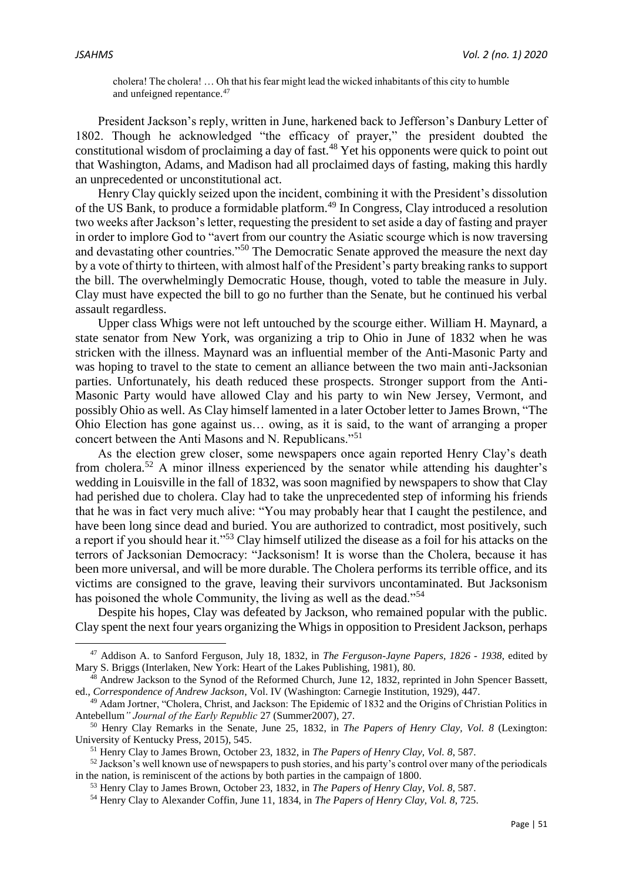> cholera! The cholera! … Oh that his fear might lead the wicked inhabitants of this city to humble and unfeigned repentance.[47]

President Jackson's reply, written in June, harkened back to Jefferson's Danbury Letter of 1802. Though he acknowledged "the efficacy of prayer," the president doubted the constitutional wisdom of proclaiming a day of fast.[48] Yet his opponents were quick to point out that Washington, Adams, and Madison had all proclaimed days of fasting, making this hardly an unprecedented or unconstitutional act.

Henry Clay quickly seized upon the incident, combining it with the President's dissolution of the US Bank, to produce a formidable platform.[49] In Congress, Clay introduced a resolution two weeks after Jackson's letter, requesting the president to set aside a day of fasting and prayer in order to implore God to "avert from our country the Asiatic scourge which is now traversing and devastating other countries."[50] The Democratic Senate approved the measure the next day by a vote of thirty to thirteen, with almost half of the President's party breaking ranks to support the bill. The overwhelmingly Democratic House, though, voted to table the measure in July. Clay must have expected the bill to go no further than the Senate, but he continued his verbal assault regardless.

Upper class Whigs were not left untouched by the scourge either. William H. Maynard, a state senator from New York, was organizing a trip to Ohio in June of 1832 when he was stricken with the illness. Maynard was an influential member of the Anti-Masonic Party and was hoping to travel to the state to cement an alliance between the two main anti-Jacksonian parties. Unfortunately, his death reduced these prospects. Stronger support from the Anti-Masonic Party would have allowed Clay and his party to win New Jersey, Vermont, and possibly Ohio as well. As Clay himself lamented in a later October letter to James Brown, "The Ohio Election has gone against us… owing, as it is said, to the want of arranging a proper concert between the Anti Masons and N. Republicans."[51]

As the election grew closer, some newspapers once again reported Henry Clay's death from cholera.[52] A minor illness experienced by the senator while attending his daughter's wedding in Louisville in the fall of 1832, was soon magnified by newspapers to show that Clay had perished due to cholera. Clay had to take the unprecedented step of informing his friends that he was in fact very much alive: "You may probably hear that I caught the pestilence, and have been long since dead and buried. You are authorized to contradict, most positively, such a report if you should hear it."[53] Clay himself utilized the disease as a foil for his attacks on the terrors of Jacksonian Democracy: "Jacksonism! It is worse than the Cholera, because it has been more universal, and will be more durable. The Cholera performs its terrible office, and its victims are consigned to the grave, leaving their survivors uncontaminated. But Jacksonism has poisoned the whole Community, the living as well as the dead."[54]

Despite his hopes, Clay was defeated by Jackson, who remained popular with the public. Clay spent the next four years organizing the Whigs in opposition to President Jackson, perhaps

---

[47] Addison A. to Sanford Ferguson, July 18, 1832, in *The Ferguson-Jayne Papers, 1826 - 1938*, edited by Mary S. Briggs (Interlaken, New York: Heart of the Lakes Publishing, 1981), 80.

[48] Andrew Jackson to the Synod of the Reformed Church, June 12, 1832, reprinted in John Spencer Bassett, ed., *Correspondence of Andrew Jackson*, Vol. IV (Washington: Carnegie Institution, 1929), 447.

[49] Adam Jortner, "Cholera, Christ, and Jackson: The Epidemic of 1832 and the Origins of Christian Politics in Antebellum*" Journal of the Early Republic* 27 (Summer2007), 27.

[50] Henry Clay Remarks in the Senate, June 25, 1832, in *The Papers of Henry Clay, Vol. 8* (Lexington: University of Kentucky Press, 2015), 545.

[51] Henry Clay to James Brown, October 23, 1832, in *The Papers of Henry Clay, Vol. 8*, 587.

[52] Jackson's well known use of newspapers to push stories, and his party's control over many of the periodicals in the nation, is reminiscent of the actions by both parties in the campaign of 1800.

[53] Henry Clay to James Brown, October 23, 1832, in *The Papers of Henry Clay, Vol. 8*, 587.

[54] Henry Clay to Alexander Coffin, June 11, 1834, in *The Papers of Henry Clay, Vol. 8*, 725.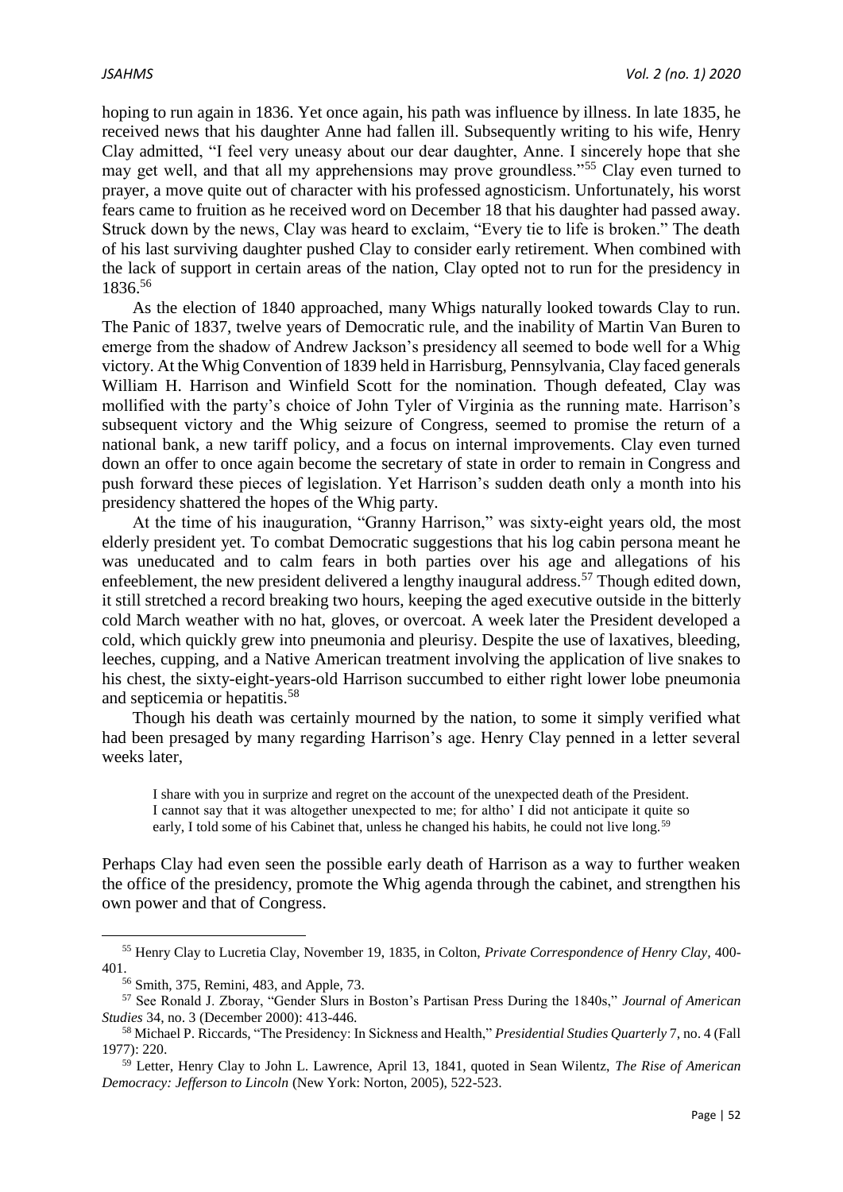hoping to run again in 1836. Yet once again, his path was influence by illness. In late 1835, he received news that his daughter Anne had fallen ill. Subsequently writing to his wife, Henry Clay admitted, "I feel very uneasy about our dear daughter, Anne. I sincerely hope that she may get well, and that all my apprehensions may prove groundless."[55] Clay even turned to prayer, a move quite out of character with his professed agnosticism. Unfortunately, his worst fears came to fruition as he received word on December 18 that his daughter had passed away. Struck down by the news, Clay was heard to exclaim, "Every tie to life is broken." The death of his last surviving daughter pushed Clay to consider early retirement. When combined with the lack of support in certain areas of the nation, Clay opted not to run for the presidency in 1836.[56]

As the election of 1840 approached, many Whigs naturally looked towards Clay to run. The Panic of 1837, twelve years of Democratic rule, and the inability of Martin Van Buren to emerge from the shadow of Andrew Jackson's presidency all seemed to bode well for a Whig victory. At the Whig Convention of 1839 held in Harrisburg, Pennsylvania, Clay faced generals William H. Harrison and Winfield Scott for the nomination. Though defeated, Clay was mollified with the party's choice of John Tyler of Virginia as the running mate. Harrison's subsequent victory and the Whig seizure of Congress, seemed to promise the return of a national bank, a new tariff policy, and a focus on internal improvements. Clay even turned down an offer to once again become the secretary of state in order to remain in Congress and push forward these pieces of legislation. Yet Harrison's sudden death only a month into his presidency shattered the hopes of the Whig party.

At the time of his inauguration, "Granny Harrison," was sixty-eight years old, the most elderly president yet. To combat Democratic suggestions that his log cabin persona meant he was uneducated and to calm fears in both parties over his age and allegations of his enfeeblement, the new president delivered a lengthy inaugural address.[57] Though edited down, it still stretched a record breaking two hours, keeping the aged executive outside in the bitterly cold March weather with no hat, gloves, or overcoat. A week later the President developed a cold, which quickly grew into pneumonia and pleurisy. Despite the use of laxatives, bleeding, leeches, cupping, and a Native American treatment involving the application of live snakes to his chest, the sixty-eight-years-old Harrison succumbed to either right lower lobe pneumonia and septicemia or hepatitis.[58]

Though his death was certainly mourned by the nation, to some it simply verified what had been presaged by many regarding Harrison's age. Henry Clay penned in a letter several weeks later,

> I share with you in surprize and regret on the account of the unexpected death of the President. I cannot say that it was altogether unexpected to me; for altho' I did not anticipate it quite so early, I told some of his Cabinet that, unless he changed his habits, he could not live long.[59]

Perhaps Clay had even seen the possible early death of Harrison as a way to further weaken the office of the presidency, promote the Whig agenda through the cabinet, and strengthen his own power and that of Congress.

---

[55] Henry Clay to Lucretia Clay, November 19, 1835, in Colton, *Private Correspondence of Henry Clay*, 400-401.

[56] Smith, 375, Remini, 483, and Apple, 73.

[57] See Ronald J. Zboray, "Gender Slurs in Boston's Partisan Press During the 1840s," *Journal of American Studies* 34, no. 3 (December 2000): 413-446.

[58] Michael P. Riccards, "The Presidency: In Sickness and Health," *Presidential Studies Quarterly* 7, no. 4 (Fall 1977): 220.

[59] Letter, Henry Clay to John L. Lawrence, April 13, 1841, quoted in Sean Wilentz, *The Rise of American Democracy: Jefferson to Lincoln* (New York: Norton, 2005), 522-523.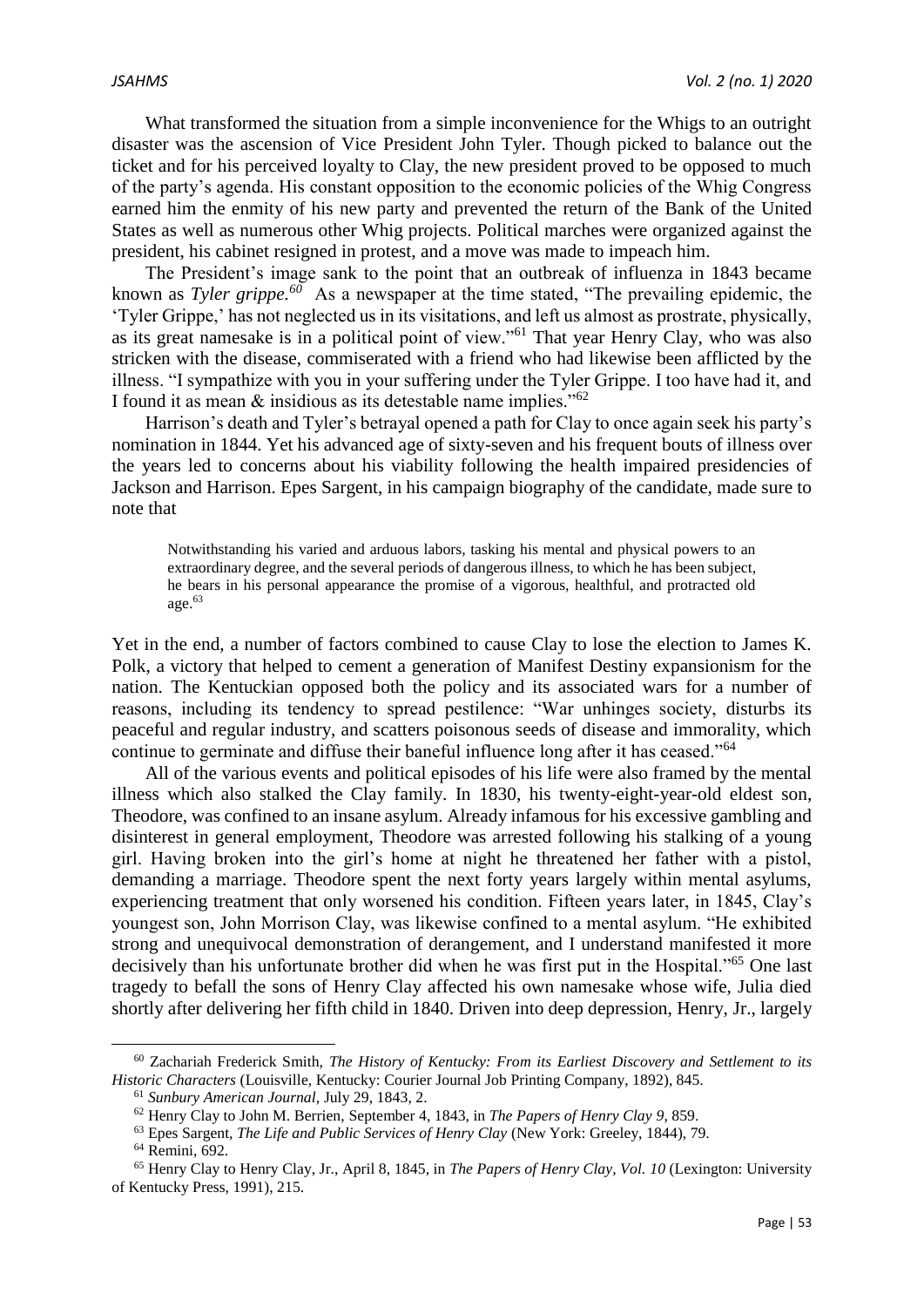What transformed the situation from a simple inconvenience for the Whigs to an outright disaster was the ascension of Vice President John Tyler. Though picked to balance out the ticket and for his perceived loyalty to Clay, the new president proved to be opposed to much of the party's agenda. His constant opposition to the economic policies of the Whig Congress earned him the enmity of his new party and prevented the return of the Bank of the United States as well as numerous other Whig projects. Political marches were organized against the president, his cabinet resigned in protest, and a move was made to impeach him.

The President's image sank to the point that an outbreak of influenza in 1843 became known as *Tyler grippe.*[60] As a newspaper at the time stated, "The prevailing epidemic, the 'Tyler Grippe,' has not neglected us in its visitations, and left us almost as prostrate, physically, as its great namesake is in a political point of view."[61] That year Henry Clay, who was also stricken with the disease, commiserated with a friend who had likewise been afflicted by the illness. "I sympathize with you in your suffering under the Tyler Grippe. I too have had it, and I found it as mean & insidious as its detestable name implies."[62]

Harrison's death and Tyler's betrayal opened a path for Clay to once again seek his party's nomination in 1844. Yet his advanced age of sixty-seven and his frequent bouts of illness over the years led to concerns about his viability following the health impaired presidencies of Jackson and Harrison. Epes Sargent, in his campaign biography of the candidate, made sure to note that

> Notwithstanding his varied and arduous labors, tasking his mental and physical powers to an extraordinary degree, and the several periods of dangerous illness, to which he has been subject, he bears in his personal appearance the promise of a vigorous, healthful, and protracted old age.[63]

Yet in the end, a number of factors combined to cause Clay to lose the election to James K. Polk, a victory that helped to cement a generation of Manifest Destiny expansionism for the nation. The Kentuckian opposed both the policy and its associated wars for a number of reasons, including its tendency to spread pestilence: "War unhinges society, disturbs its peaceful and regular industry, and scatters poisonous seeds of disease and immorality, which continue to germinate and diffuse their baneful influence long after it has ceased."[64]

All of the various events and political episodes of his life were also framed by the mental illness which also stalked the Clay family. In 1830, his twenty-eight-year-old eldest son, Theodore, was confined to an insane asylum. Already infamous for his excessive gambling and disinterest in general employment, Theodore was arrested following his stalking of a young girl. Having broken into the girl's home at night he threatened her father with a pistol, demanding a marriage. Theodore spent the next forty years largely within mental asylums, experiencing treatment that only worsened his condition. Fifteen years later, in 1845, Clay's youngest son, John Morrison Clay, was likewise confined to a mental asylum. "He exhibited strong and unequivocal demonstration of derangement, and I understand manifested it more decisively than his unfortunate brother did when he was first put in the Hospital."[65] One last tragedy to befall the sons of Henry Clay affected his own namesake whose wife, Julia died shortly after delivering her fifth child in 1840. Driven into deep depression, Henry, Jr., largely

---

[60] Zachariah Frederick Smith, *The History of Kentucky: From its Earliest Discovery and Settlement to its Historic Characters* (Louisville, Kentucky: Courier Journal Job Printing Company, 1892), 845.

[61] *Sunbury American Journal*, July 29, 1843, 2.

[62] Henry Clay to John M. Berrien, September 4, 1843, in *The Papers of Henry Clay 9*, 859.

[63] Epes Sargent, *The Life and Public Services of Henry Clay* (New York: Greeley, 1844), 79.

[64] Remini, 692.

[65] Henry Clay to Henry Clay, Jr., April 8, 1845, in *The Papers of Henry Clay, Vol. 10* (Lexington: University of Kentucky Press, 1991), 215.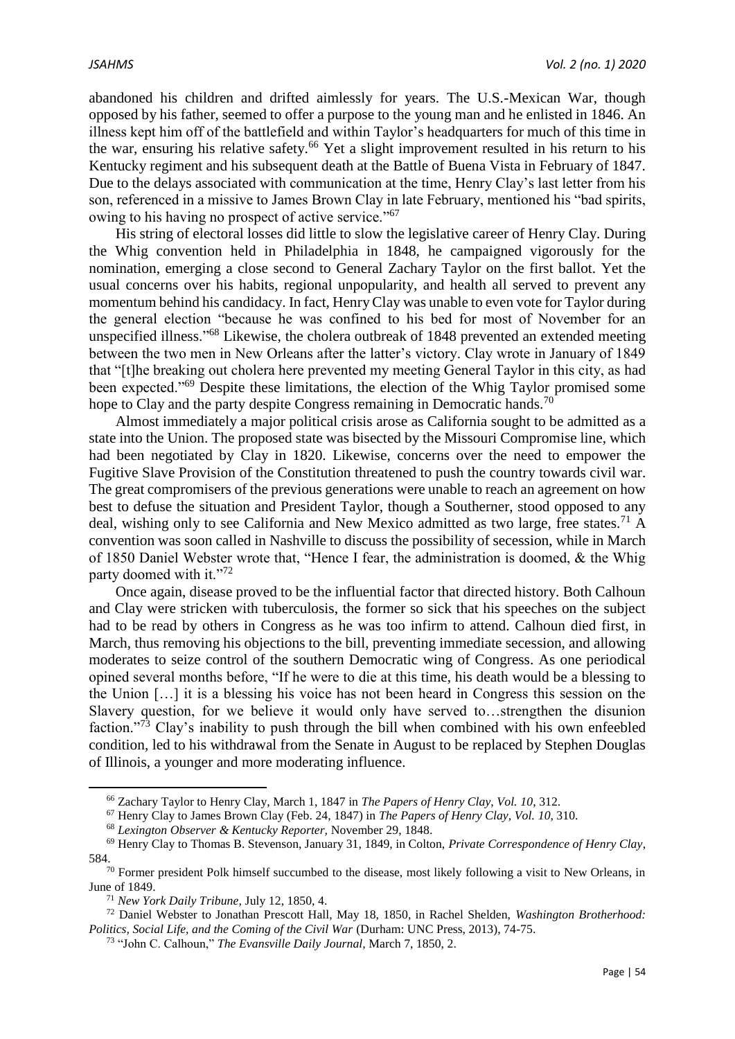abandoned his children and drifted aimlessly for years. The U.S.-Mexican War, though opposed by his father, seemed to offer a purpose to the young man and he enlisted in 1846. An illness kept him off of the battlefield and within Taylor's headquarters for much of this time in the war, ensuring his relative safety.[66] Yet a slight improvement resulted in his return to his Kentucky regiment and his subsequent death at the Battle of Buena Vista in February of 1847. Due to the delays associated with communication at the time, Henry Clay's last letter from his son, referenced in a missive to James Brown Clay in late February, mentioned his "bad spirits, owing to his having no prospect of active service."[67]

His string of electoral losses did little to slow the legislative career of Henry Clay. During the Whig convention held in Philadelphia in 1848, he campaigned vigorously for the nomination, emerging a close second to General Zachary Taylor on the first ballot. Yet the usual concerns over his habits, regional unpopularity, and health all served to prevent any momentum behind his candidacy. In fact, Henry Clay was unable to even vote for Taylor during the general election "because he was confined to his bed for most of November for an unspecified illness."[68] Likewise, the cholera outbreak of 1848 prevented an extended meeting between the two men in New Orleans after the latter's victory. Clay wrote in January of 1849 that "[t]he breaking out cholera here prevented my meeting General Taylor in this city, as had been expected."[69] Despite these limitations, the election of the Whig Taylor promised some hope to Clay and the party despite Congress remaining in Democratic hands.[70]

Almost immediately a major political crisis arose as California sought to be admitted as a state into the Union. The proposed state was bisected by the Missouri Compromise line, which had been negotiated by Clay in 1820. Likewise, concerns over the need to empower the Fugitive Slave Provision of the Constitution threatened to push the country towards civil war. The great compromisers of the previous generations were unable to reach an agreement on how best to defuse the situation and President Taylor, though a Southerner, stood opposed to any deal, wishing only to see California and New Mexico admitted as two large, free states.[71] A convention was soon called in Nashville to discuss the possibility of secession, while in March of 1850 Daniel Webster wrote that, "Hence I fear, the administration is doomed, & the Whig party doomed with it."[72]

Once again, disease proved to be the influential factor that directed history. Both Calhoun and Clay were stricken with tuberculosis, the former so sick that his speeches on the subject had to be read by others in Congress as he was too infirm to attend. Calhoun died first, in March, thus removing his objections to the bill, preventing immediate secession, and allowing moderates to seize control of the southern Democratic wing of Congress. As one periodical opined several months before, "If he were to die at this time, his death would be a blessing to the Union […] it is a blessing his voice has not been heard in Congress this session on the Slavery question, for we believe it would only have served to…strengthen the disunion faction."[73] Clay's inability to push through the bill when combined with his own enfeebled condition, led to his withdrawal from the Senate in August to be replaced by Stephen Douglas of Illinois, a younger and more moderating influence.

---

[66] Zachary Taylor to Henry Clay, March 1, 1847 in *The Papers of Henry Clay, Vol. 10*, 312.

[67] Henry Clay to James Brown Clay (Feb. 24, 1847) in *The Papers of Henry Clay, Vol. 10*, 310.

[68] *Lexington Observer & Kentucky Reporter*, November 29, 1848.

[69] Henry Clay to Thomas B. Stevenson, January 31, 1849, in Colton, *Private Correspondence of Henry Clay*, 584.

[70] Former president Polk himself succumbed to the disease, most likely following a visit to New Orleans, in June of 1849.

[71] *New York Daily Tribune*, July 12, 1850, 4.

[72] Daniel Webster to Jonathan Prescott Hall, May 18, 1850, in Rachel Shelden, *Washington Brotherhood: Politics, Social Life, and the Coming of the Civil War* (Durham: UNC Press, 2013), 74-75.

[73] "John C. Calhoun," *The Evansville Daily Journal*, March 7, 1850, 2.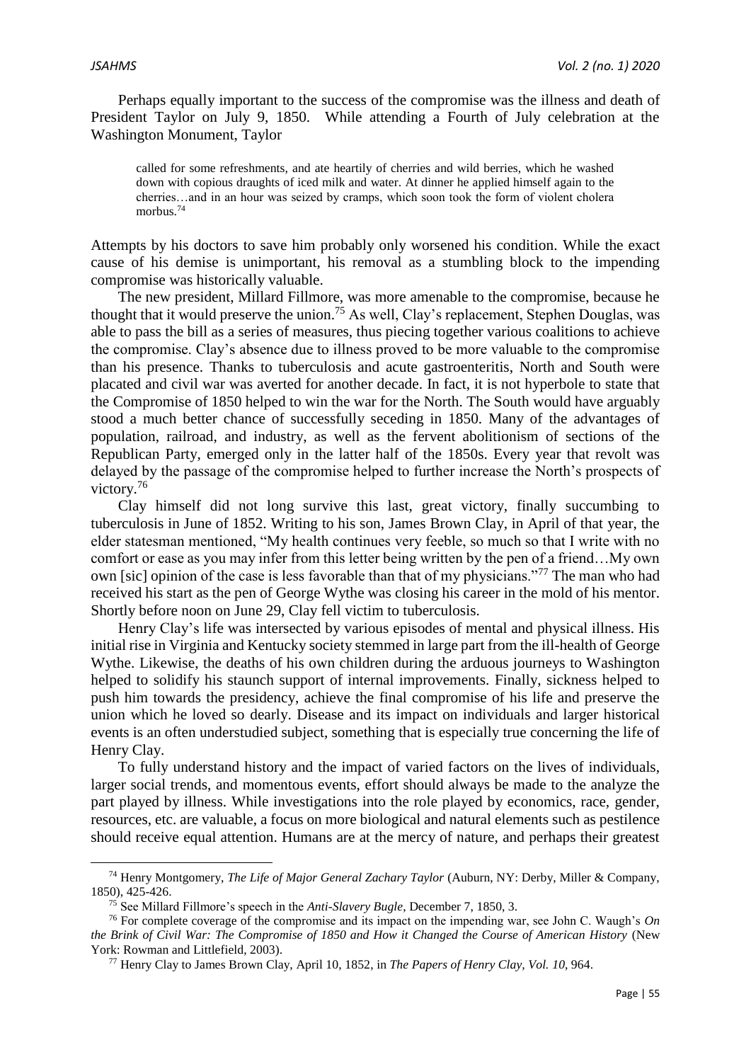Perhaps equally important to the success of the compromise was the illness and death of President Taylor on July 9, 1850. While attending a Fourth of July celebration at the Washington Monument, Taylor

> called for some refreshments, and ate heartily of cherries and wild berries, which he washed down with copious draughts of iced milk and water. At dinner he applied himself again to the cherries…and in an hour was seized by cramps, which soon took the form of violent cholera morbus.[74]

Attempts by his doctors to save him probably only worsened his condition. While the exact cause of his demise is unimportant, his removal as a stumbling block to the impending compromise was historically valuable.

The new president, Millard Fillmore, was more amenable to the compromise, because he thought that it would preserve the union.[75] As well, Clay's replacement, Stephen Douglas, was able to pass the bill as a series of measures, thus piecing together various coalitions to achieve the compromise. Clay's absence due to illness proved to be more valuable to the compromise than his presence. Thanks to tuberculosis and acute gastroenteritis, North and South were placated and civil war was averted for another decade. In fact, it is not hyperbole to state that the Compromise of 1850 helped to win the war for the North. The South would have arguably stood a much better chance of successfully seceding in 1850. Many of the advantages of population, railroad, and industry, as well as the fervent abolitionism of sections of the Republican Party, emerged only in the latter half of the 1850s. Every year that revolt was delayed by the passage of the compromise helped to further increase the North's prospects of victory.[76]

Clay himself did not long survive this last, great victory, finally succumbing to tuberculosis in June of 1852. Writing to his son, James Brown Clay, in April of that year, the elder statesman mentioned, "My health continues very feeble, so much so that I write with no comfort or ease as you may infer from this letter being written by the pen of a friend…My own own [sic] opinion of the case is less favorable than that of my physicians."[77] The man who had received his start as the pen of George Wythe was closing his career in the mold of his mentor. Shortly before noon on June 29, Clay fell victim to tuberculosis.

Henry Clay's life was intersected by various episodes of mental and physical illness. His initial rise in Virginia and Kentucky society stemmed in large part from the ill-health of George Wythe. Likewise, the deaths of his own children during the arduous journeys to Washington helped to solidify his staunch support of internal improvements. Finally, sickness helped to push him towards the presidency, achieve the final compromise of his life and preserve the union which he loved so dearly. Disease and its impact on individuals and larger historical events is an often understudied subject, something that is especially true concerning the life of Henry Clay.

To fully understand history and the impact of varied factors on the lives of individuals, larger social trends, and momentous events, effort should always be made to the analyze the part played by illness. While investigations into the role played by economics, race, gender, resources, etc. are valuable, a focus on more biological and natural elements such as pestilence should receive equal attention. Humans are at the mercy of nature, and perhaps their greatest

---

[74] Henry Montgomery, *The Life of Major General Zachary Taylor* (Auburn, NY: Derby, Miller & Company, 1850), 425-426.

[75] See Millard Fillmore's speech in the *Anti-Slavery Bugle*, December 7, 1850, 3.

[76] For complete coverage of the compromise and its impact on the impending war, see John C. Waugh's *On the Brink of Civil War: The Compromise of 1850 and How it Changed the Course of American History* (New York: Rowman and Littlefield, 2003).

[77] Henry Clay to James Brown Clay, April 10, 1852, in *The Papers of Henry Clay, Vol. 10*, 964.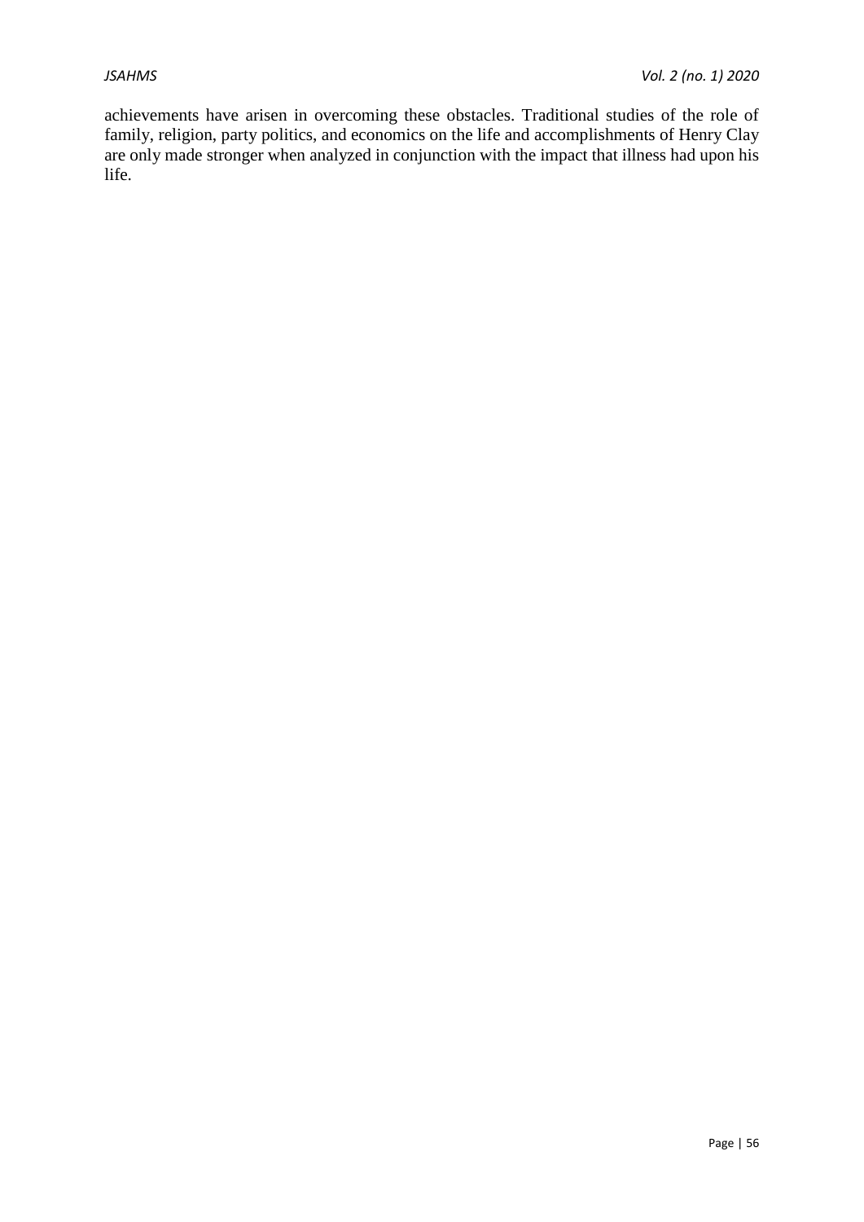achievements have arisen in overcoming these obstacles. Traditional studies of the role of family, religion, party politics, and economics on the life and accomplishments of Henry Clay are only made stronger when analyzed in conjunction with the impact that illness had upon his life.